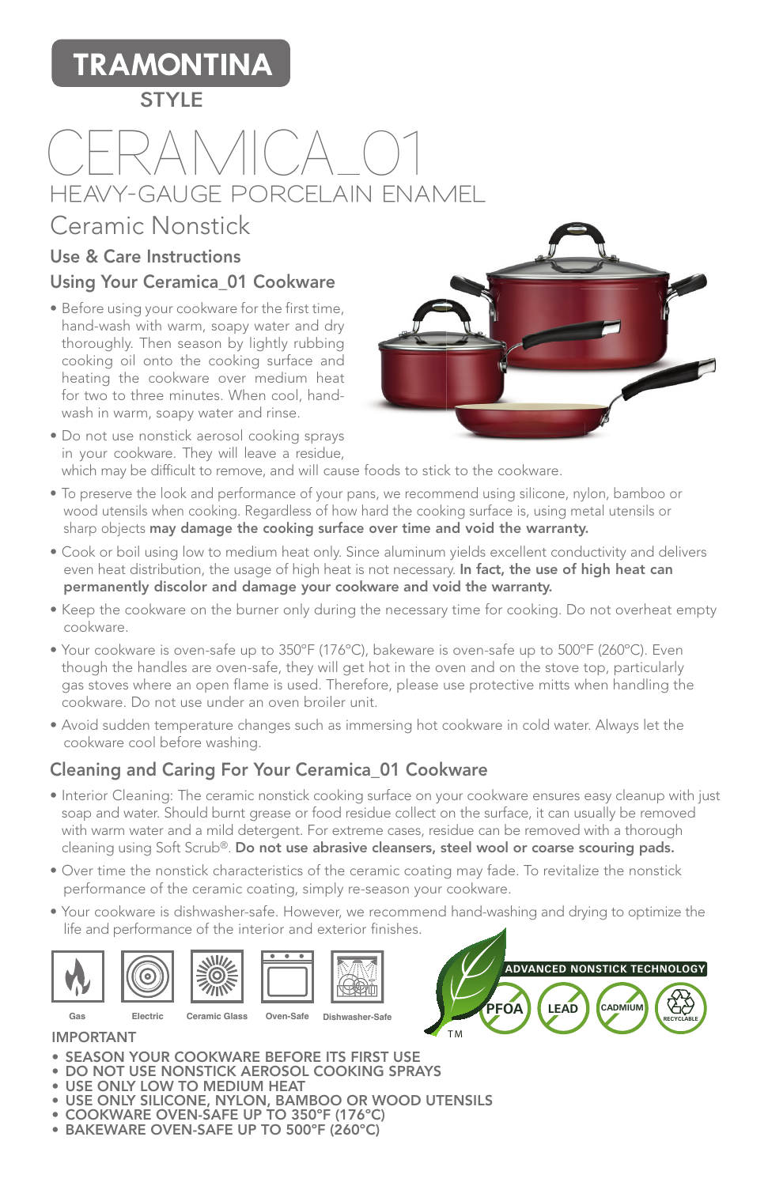# TRAMONTINA

STYLE

# CERAMICA_01

## HEAVY-GAUGE PORCELAIN ENAMEL

## Ceramic Nonstick

### Use & Care Instructions

### Using Your Ceramica_01 Cookware

- Before using your cookware for the first time, hand-wash with warm, soapy water and dry thoroughly. Then season by lightly rubbing cooking oil onto the cooking surface and heating the cookware over medium heat for two to three minutes. When cool, hand-wash in warm, soapy water and rinse.
- Do not use nonstick aerosol cooking sprays in your cookware. They will leave a residue, which may be difficult to remove, and will cause foods to stick to the cookware.
- To preserve the look and performance of your pans, we recommend using silicone, nylon, bamboo or wood utensils when cooking. Regardless of how hard the cooking surface is, using metal utensils or sharp objects **may damage the cooking surface over time and void the warranty.**
- Cook or boil using low to medium heat only. Since aluminum yields excellent conductivity and delivers even heat distribution, the usage of high heat is not necessary. **In fact, the use of high heat can permanently discolor and damage your cookware and void the warranty.**
- Keep the cookware on the burner only during the necessary time for cooking. Do not overheat empty cookware.
- Your cookware is oven-safe up to 350°F (176°C), bakeware is oven-safe up to 500°F (260°C). Even though the handles are oven-safe, they will get hot in the oven and on the stove top, particularly gas stoves where an open flame is used. Therefore, please use protective mitts when handling the cookware. Do not use under an oven broiler unit.
- Avoid sudden temperature changes such as immersing hot cookware in cold water. Always let the cookware cool before washing.

### Cleaning and Caring For Your Ceramica_01 Cookware

- Interior Cleaning: The ceramic nonstick cooking surface on your cookware ensures easy cleanup with just soap and water. Should burnt grease or food residue collect on the surface, it can usually be removed with warm water and a mild detergent. For extreme cases, residue can be removed with a thorough cleaning using Soft Scrub®. **Do not use abrasive cleansers, steel wool or coarse scouring pads.**
- Over time the nonstick characteristics of the ceramic coating may fade. To revitalize the nonstick performance of the ceramic coating, simply re-season your cookware.
- Your cookware is dishwasher-safe. However, we recommend hand-washing and drying to optimize the life and performance of the interior and exterior finishes.

Gas | Electric | Ceramic Glass | Oven-Safe | Dishwasher-Safe

ADVANCED NONSTICK TECHNOLOGY™ — PFOA | LEAD | CADMIUM | RECYCLABLE

IMPORTANT

- SEASON YOUR COOKWARE BEFORE ITS FIRST USE
- DO NOT USE NONSTICK AEROSOL COOKING SPRAYS
- USE ONLY LOW TO MEDIUM HEAT
- USE ONLY SILICONE, NYLON, BAMBOO OR WOOD UTENSILS
- COOKWARE OVEN-SAFE UP TO 350°F (176°C)
- BAKEWARE OVEN-SAFE UP TO 500°F (260°C)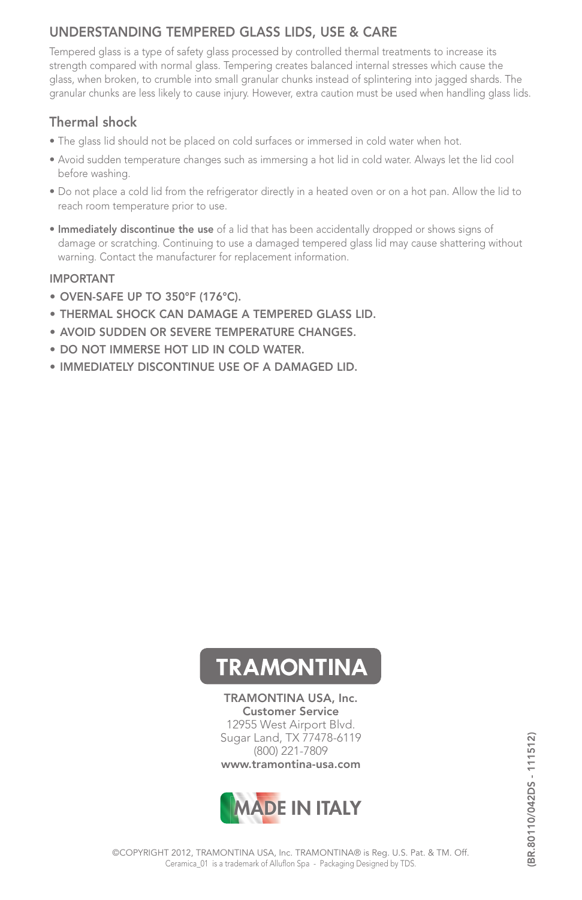## UNDERSTANDING TEMPERED GLASS LIDS, USE & CARE

Tempered glass is a type of safety glass processed by controlled thermal treatments to increase its strength compared with normal glass. Tempering creates balanced internal stresses which cause the glass, when broken, to crumble into small granular chunks instead of splintering into jagged shards. The granular chunks are less likely to cause injury. However, extra caution must be used when handling glass lids.

### Thermal shock

- The glass lid should not be placed on cold surfaces or immersed in cold water when hot.
- Avoid sudden temperature changes such as immersing a hot lid in cold water. Always let the lid cool before washing.
- Do not place a cold lid from the refrigerator directly in a heated oven or on a hot pan. Allow the lid to reach room temperature prior to use.
- **Immediately discontinue the use** of a lid that has been accidentally dropped or shows signs of damage or scratching. Continuing to use a damaged tempered glass lid may cause shattering without warning. Contact the manufacturer for replacement information.

IMPORTANT

- OVEN-SAFE UP TO 350°F (176°C).
- THERMAL SHOCK CAN DAMAGE A TEMPERED GLASS LID.
- AVOID SUDDEN OR SEVERE TEMPERATURE CHANGES.
- DO NOT IMMERSE HOT LID IN COLD WATER.
- IMMEDIATELY DISCONTINUE USE OF A DAMAGED LID.

TRAMONTINA

**TRAMONTINA USA, Inc.**
**Customer Service**
12955 West Airport Blvd.
Sugar Land, TX 77478-6119
(800) 221-7809
**www.tramontina-usa.com**

MADE IN ITALY

(BR.80110/042DS - 111512)

©COPYRIGHT 2012, TRAMONTINA USA, Inc. TRAMONTINA® is Reg. U.S. Pat. & TM. Off.
Ceramica_01 is a trademark of Alluflon Spa - Packaging Designed by TDS.